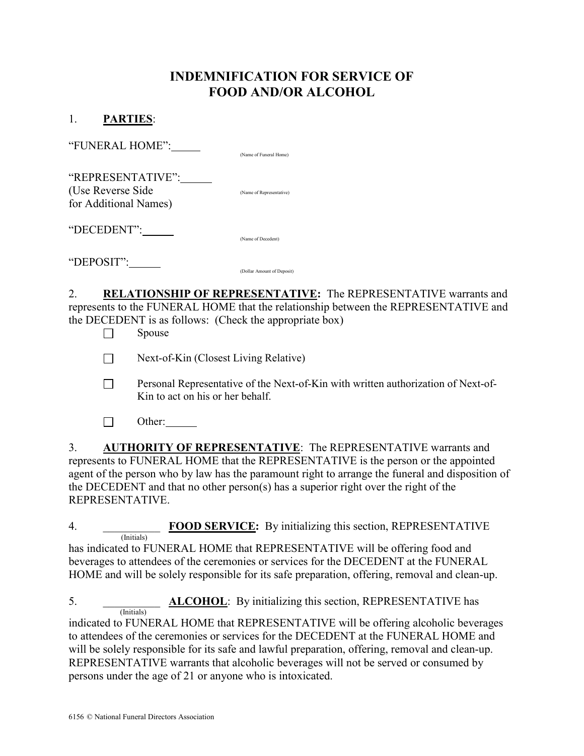# INDEMNIFICATION FOR SERVICE OF FOOD AND/OR ALCOHOL

1. **PARTIES**:

"FUNERAL HOME":\_\_\_\_\_ (Name of Funeral Home)

"REPRESENTATIVE":\_\_\_\_\_ (Name of Representative)
(Use Reverse Side for Additional Names)

"DECEDENT":\_\_\_\_\_ (Name of Decedent)

"DEPOSIT":\_\_\_\_\_ (Dollar Amount of Deposit)

2. **RELATIONSHIP OF REPRESENTATIVE:** The REPRESENTATIVE warrants and represents to the FUNERAL HOME that the relationship between the REPRESENTATIVE and the DECEDENT is as follows: (Check the appropriate box)

- ☐ Spouse
- ☐ Next-of-Kin (Closest Living Relative)
- ☐ Personal Representative of the Next-of-Kin with written authorization of Next-of-Kin to act on his or her behalf.
- ☐ Other:\_\_\_\_\_

3. **AUTHORITY OF REPRESENTATIVE**: The REPRESENTATIVE warrants and represents to FUNERAL HOME that the REPRESENTATIVE is the person or the appointed agent of the person who by law has the paramount right to arrange the funeral and disposition of the DECEDENT and that no other person(s) has a superior right over the right of the REPRESENTATIVE.

4. \_\_\_\_\_\_\_\_\_\_ (Initials) **FOOD SERVICE:** By initializing this section, REPRESENTATIVE has indicated to FUNERAL HOME that REPRESENTATIVE will be offering food and beverages to attendees of the ceremonies or services for the DECEDENT at the FUNERAL HOME and will be solely responsible for its safe preparation, offering, removal and clean-up.

5. \_\_\_\_\_\_\_\_\_\_ (Initials) **ALCOHOL**: By initializing this section, REPRESENTATIVE has indicated to FUNERAL HOME that REPRESENTATIVE will be offering alcoholic beverages to attendees of the ceremonies or services for the DECEDENT at the FUNERAL HOME and will be solely responsible for its safe and lawful preparation, offering, removal and clean-up. REPRESENTATIVE warrants that alcoholic beverages will not be served or consumed by persons under the age of 21 or anyone who is intoxicated.

6156 © National Funeral Directors Association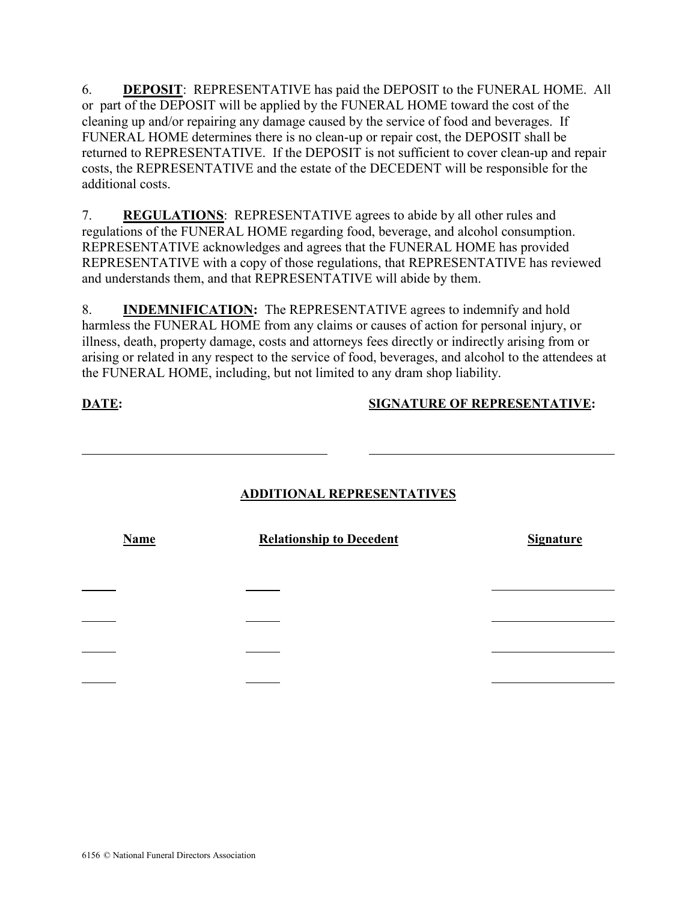6. **DEPOSIT**: REPRESENTATIVE has paid the DEPOSIT to the FUNERAL HOME. All or part of the DEPOSIT will be applied by the FUNERAL HOME toward the cost of the cleaning up and/or repairing any damage caused by the service of food and beverages. If FUNERAL HOME determines there is no clean-up or repair cost, the DEPOSIT shall be returned to REPRESENTATIVE. If the DEPOSIT is not sufficient to cover clean-up and repair costs, the REPRESENTATIVE and the estate of the DECEDENT will be responsible for the additional costs.

7. **REGULATIONS**: REPRESENTATIVE agrees to abide by all other rules and regulations of the FUNERAL HOME regarding food, beverage, and alcohol consumption. REPRESENTATIVE acknowledges and agrees that the FUNERAL HOME has provided REPRESENTATIVE with a copy of those regulations, that REPRESENTATIVE has reviewed and understands them, and that REPRESENTATIVE will abide by them.

8. **INDEMNIFICATION:** The REPRESENTATIVE agrees to indemnify and hold harmless the FUNERAL HOME from any claims or causes of action for personal injury, or illness, death, property damage, costs and attorneys fees directly or indirectly arising from or arising or related in any respect to the service of food, beverages, and alcohol to the attendees at the FUNERAL HOME, including, but not limited to any dram shop liability.

**DATE:** ______________________________ **SIGNATURE OF REPRESENTATIVE:** ______________________________

## ADDITIONAL REPRESENTATIVES

| Name | Relationship to Decedent | Signature |
| --- | --- | --- |
| ______ | ______ | ____________________ |
| ______ | ______ | ____________________ |
| ______ | ______ | ____________________ |
| ______ | ______ | ____________________ |

6156 © National Funeral Directors Association